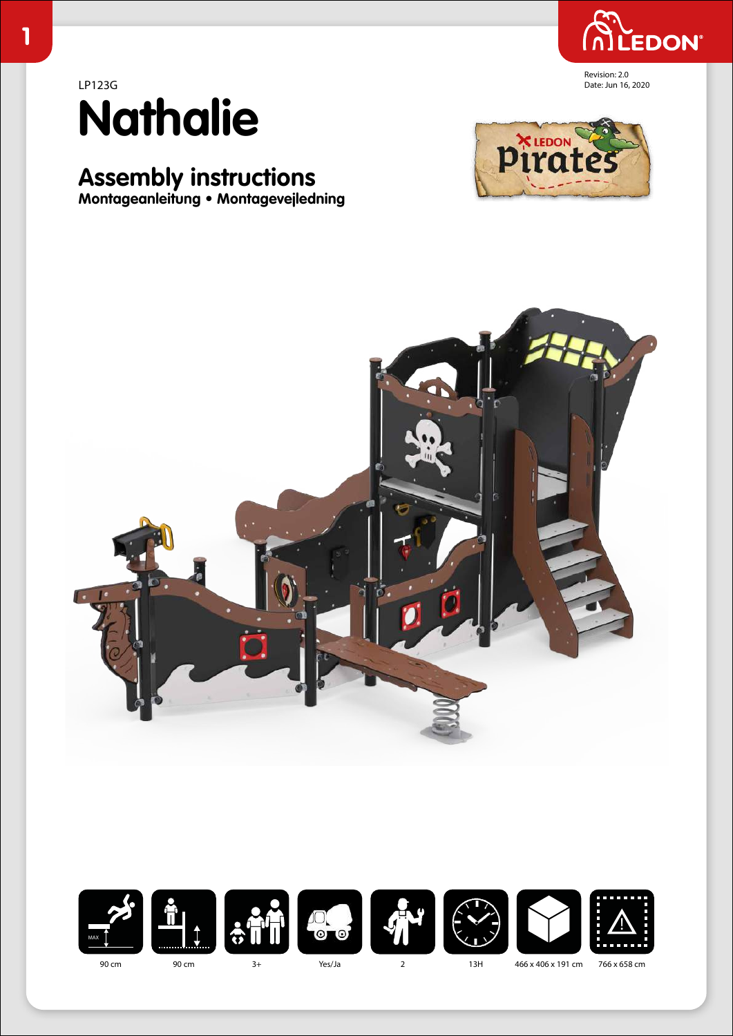LP123G

# Nathalie

## Assembly instructions

**Montageanleitung • Montagevejledning**

Revision: 2.0
Date: Jun 16, 2020

| | | | | | | | |
|---|---|---|---|---|---|---|---|
| 90 cm | 90 cm | 3+ | Yes/Ja | 2 | 13H | 466 x 406 x 191 cm | 766 x 658 cm |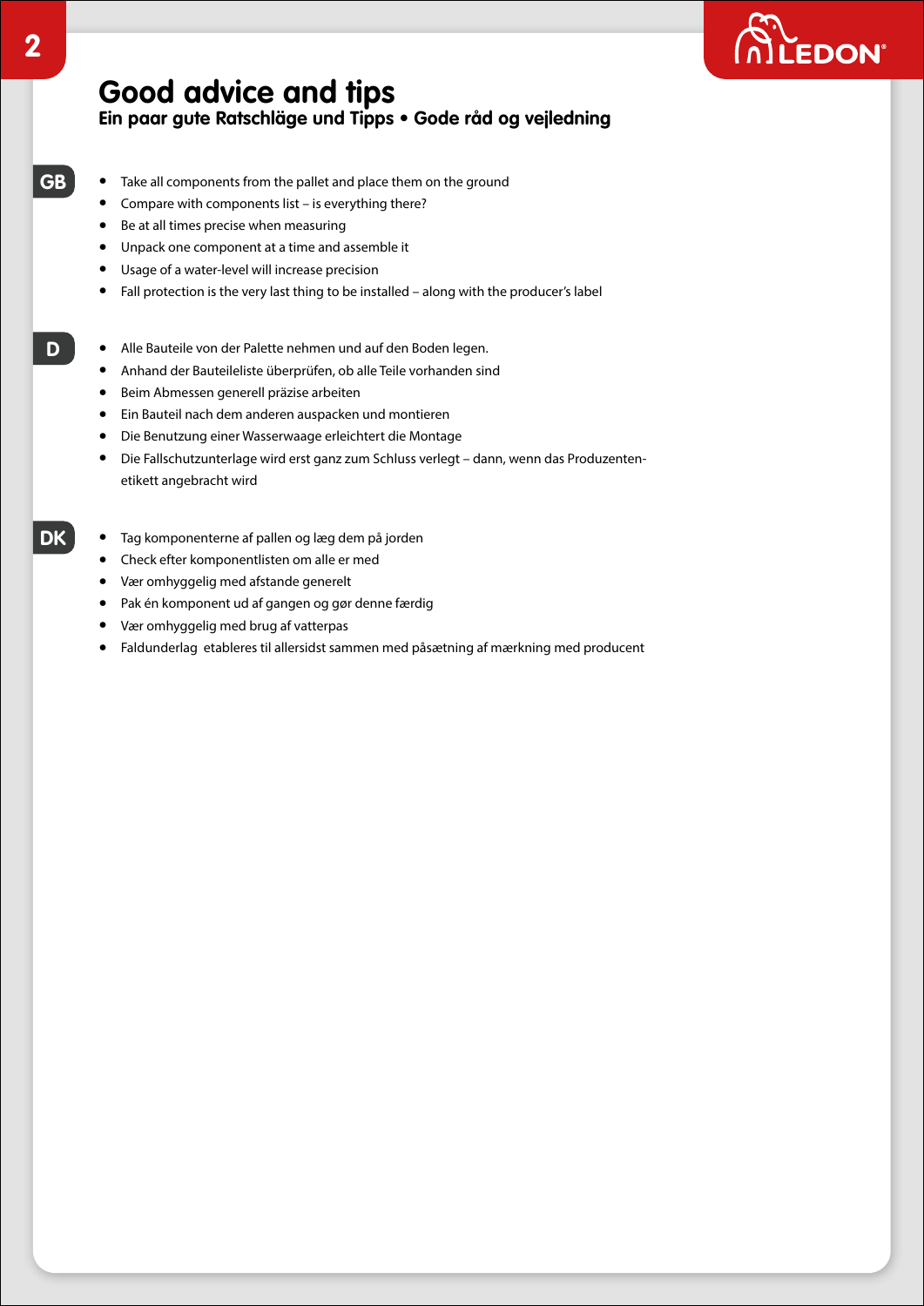# Good advice and tips

**Ein paar gute Ratschläge und Tipps • Gode råd og vejledning**

**GB**

- Take all components from the pallet and place them on the ground
- Compare with components list – is everything there?
- Be at all times precise when measuring
- Unpack one component at a time and assemble it
- Usage of a water-level will increase precision
- Fall protection is the very last thing to be installed – along with the producer's label

**D**

- Alle Bauteile von der Palette nehmen und auf den Boden legen.
- Anhand der Bauteileliste überprüfen, ob alle Teile vorhanden sind
- Beim Abmessen generell präzise arbeiten
- Ein Bauteil nach dem anderen auspacken und montieren
- Die Benutzung einer Wasserwaage erleichtert die Montage
- Die Fallschutzunterlage wird erst ganz zum Schluss verlegt – dann, wenn das Produzenten-etikett angebracht wird

**DK**

- Tag komponenterne af pallen og læg dem på jorden
- Check efter komponentlisten om alle er med
- Vær omhyggelig med afstande generelt
- Pak én komponent ud af gangen og gør denne færdig
- Vær omhyggelig med brug af vatterpas
- Faldunderlag etableres til allersidst sammen med påsætning af mærkning med producent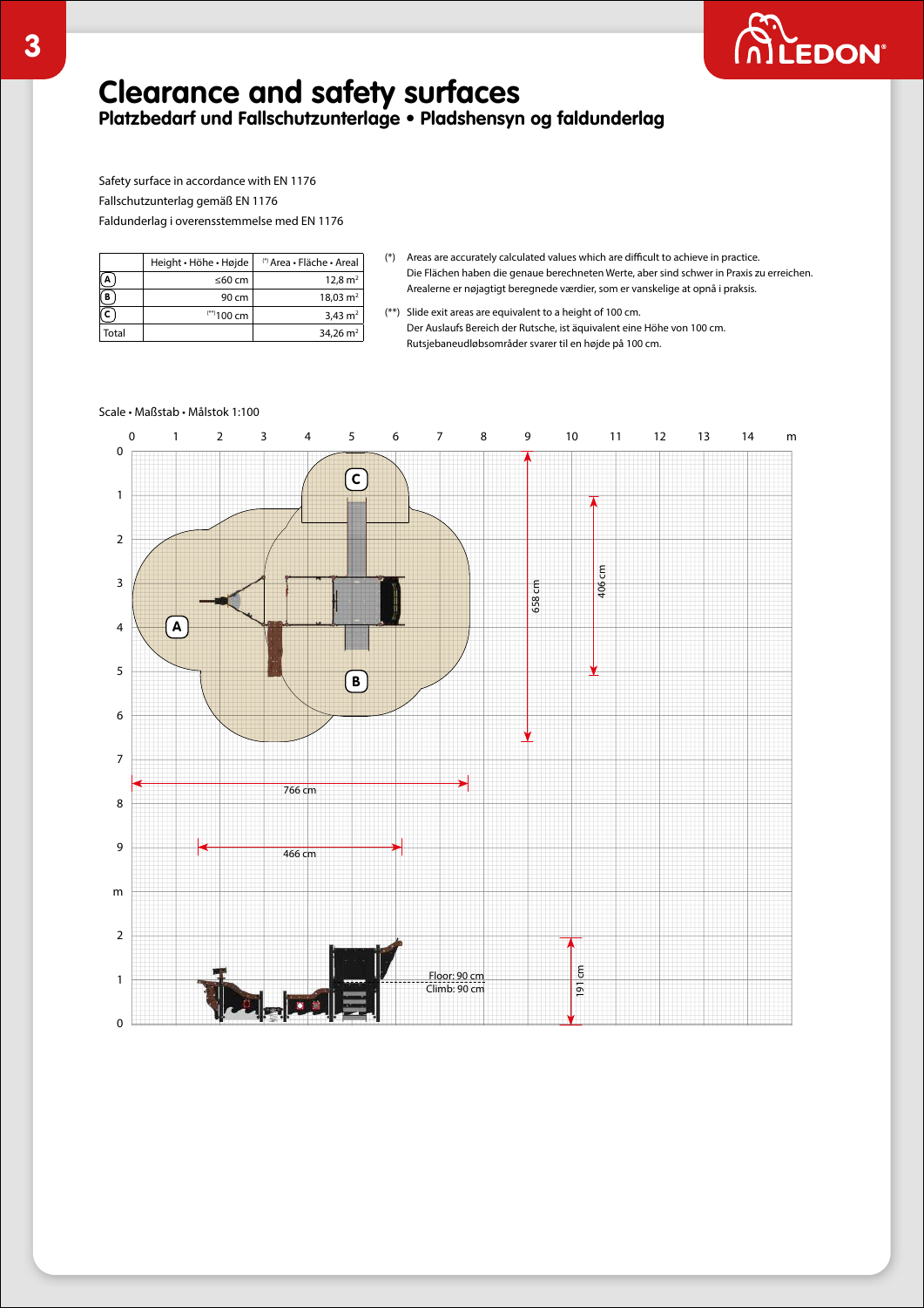# Clearance and safety surfaces

## Platzbedarf und Fallschutzunterlage • Pladshensyn og faldunderlag

Safety surface in accordance with EN 1176

Fallschutzunterlage gemäß EN 1176

Faldunderlag i overensstemmelse med EN 1176

| | Height • Höhe • Højde | (*) Area • Fläche • Areal |
|---|---|---|
| A | ≤60 cm | 12,8 m² |
| B | 90 cm | 18,03 m² |
| C | (**)100 cm | 3,43 m² |
| Total | | 34,26 m² |

(*) Areas are accurately calculated values which are difficult to achieve in practice.
Die Flächen haben die genaue berechneten Werte, aber sind schwer in Praxis zu erreichen.
Arealerne er nøjagtigt beregnede værdier, som er vanskelige at opnå i praksis.

(**) Slide exit areas are equivalent to a height of 100 cm.
Der Auslaufs Bereich der Rutsche, ist äquivalent eine Höhe von 100 cm.
Rutsjebaneudløbsområder svarer til en højde på 100 cm.

Scale • Maßstab • Målstok 1:100

766 cm

466 cm

658 cm

406 cm

191 cm

Floor: 90 cm

Climb: 90 cm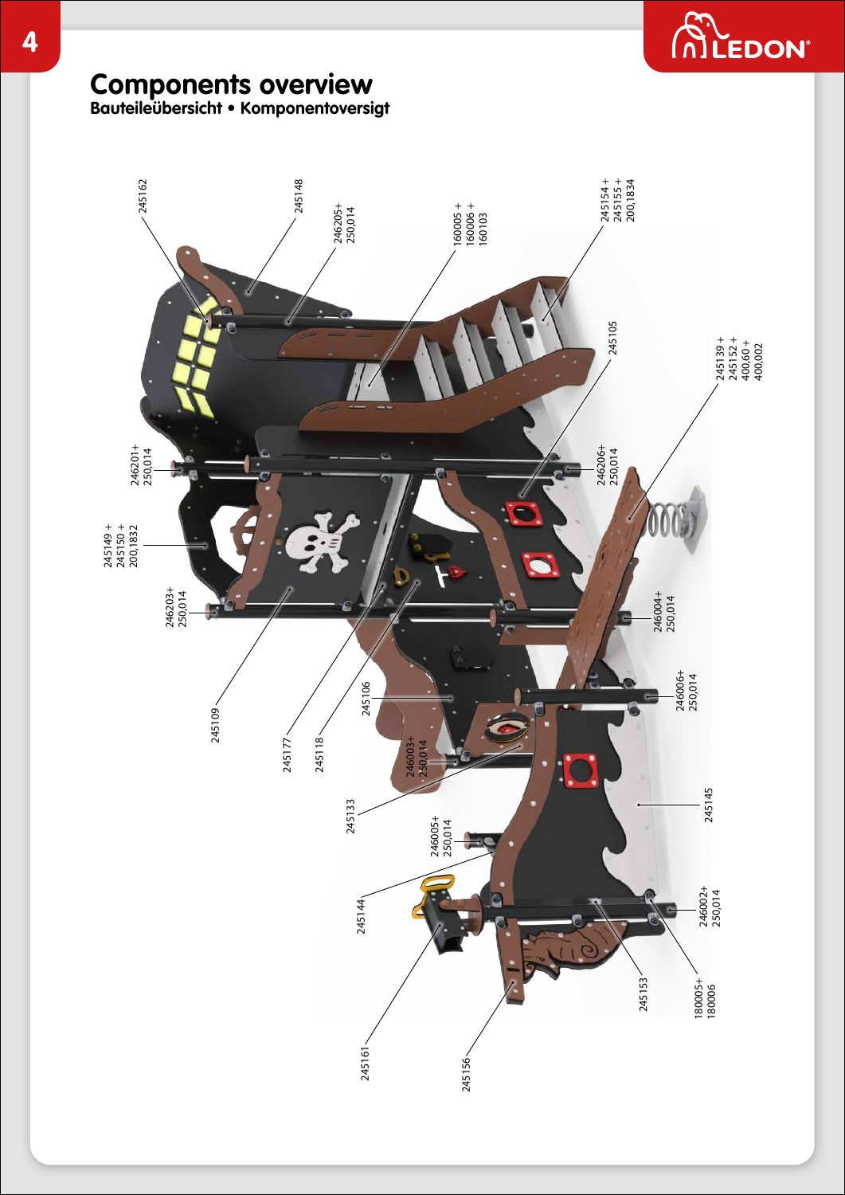# Components overview

**Bauteileübersicht • Komponentoversigt**

245162

245148

246205+
250,014

160005 +
160006 +
160103

245154 +
245155 +
200,1834

245105

245139 +
245152 +
400,60 +
400,002

246201+
250,014

246206+
250,014

245149 +
245150 +
200,1832

246203+
250,014

246004+
250,014

245106

246006+
250,014

245109

245177

245118

246003+
250,014

245133

245145

246005+
250,014

245144

246002+
250,014

245153

180005+
180006

245161

245156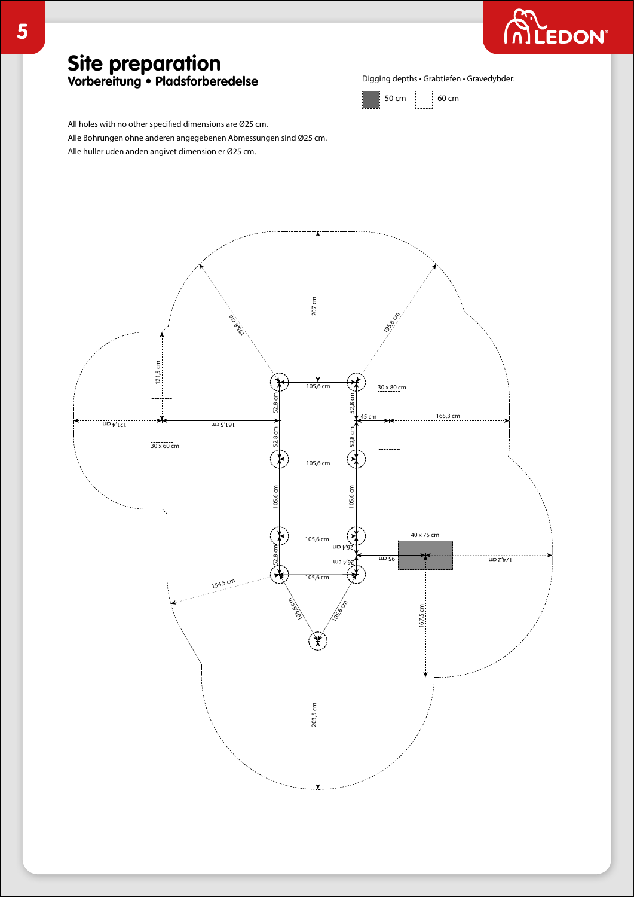# Site preparation

## Vorbereitung • Pladsforberedelse

Digging depths • Grabtiefen • Gravedybder:

50 cm | 60 cm

All holes with no other specified dimensions are Ø25 cm.

Alle Bohrungen ohne anderen angegebenen Abmessungen sind Ø25 cm.

Alle huller uden anden angivet dimension er Ø25 cm.

207 cm

195,8 cm

195,8 cm

121,5 cm

105,6 cm

30 x 80 cm

52,8 cm

52,8 cm

45 cm

165,3 cm

121,4 cm

161,5 cm

52,8 cm

52,8 cm

30 x 60 cm

105,6 cm

105,6 cm

105,6 cm

40 x 75 cm

105,6 cm

26,4 cm

52,8 cm

26,4 cm

95 cm

174,2 cm

154,5 cm

105,6 cm

105,6 cm

105,6 cm

167,5 cm

203,5 cm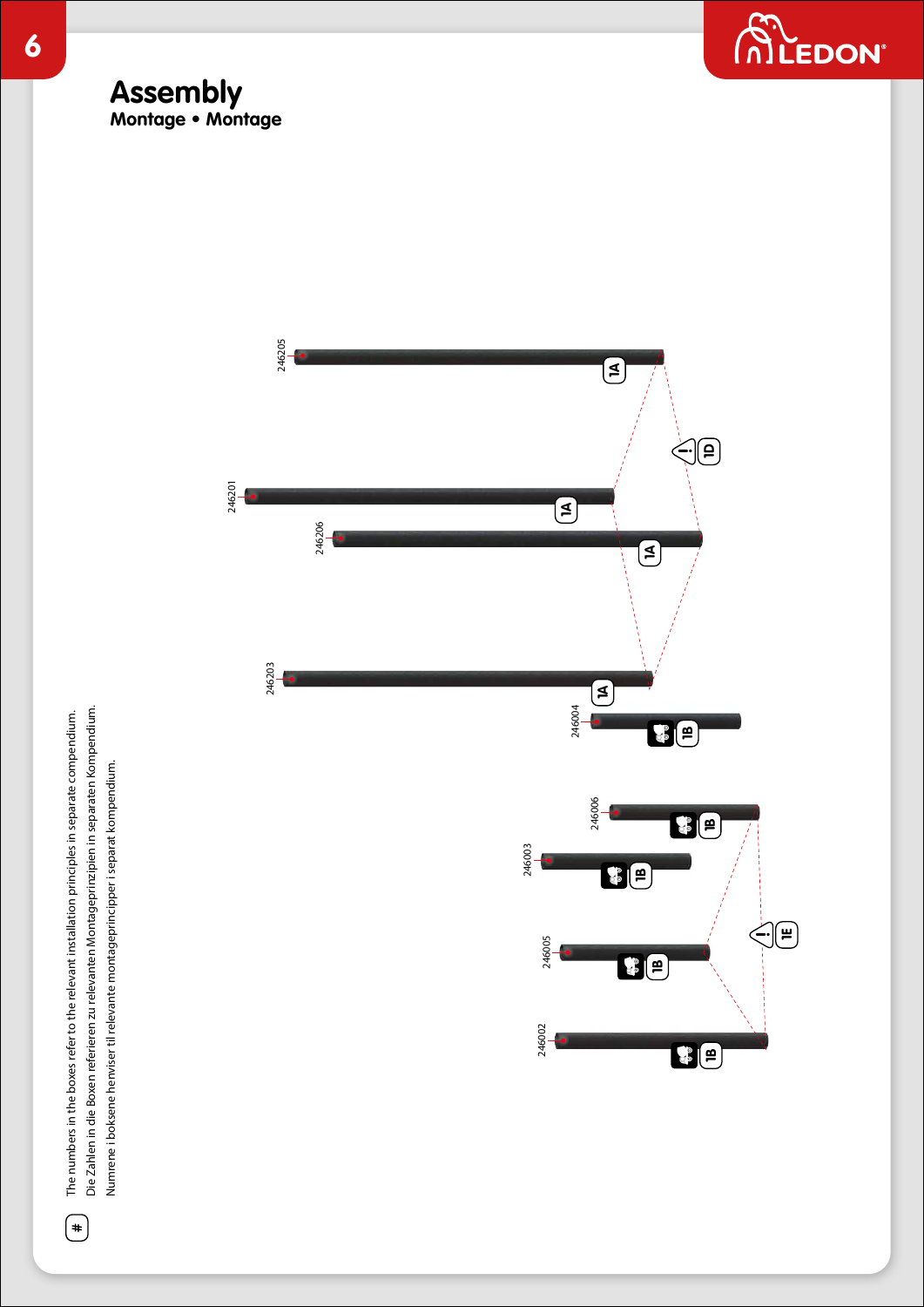# Assembly

**Montage • Montage**

246205

1A

1D

246201

1A

246206

1A

246203

1A

246004

1B

246006

1B

246003

1B

1E

246005

1B

246002

1B

The numbers in the boxes refer to the relevant installation principles in separate compendium.
Die Zahlen in die Boxen referieren zu relevanten Montageprinzipien in separaten Kompendium.
Numrene i boksene henviser til relevante montageprincipper i separat kompendium.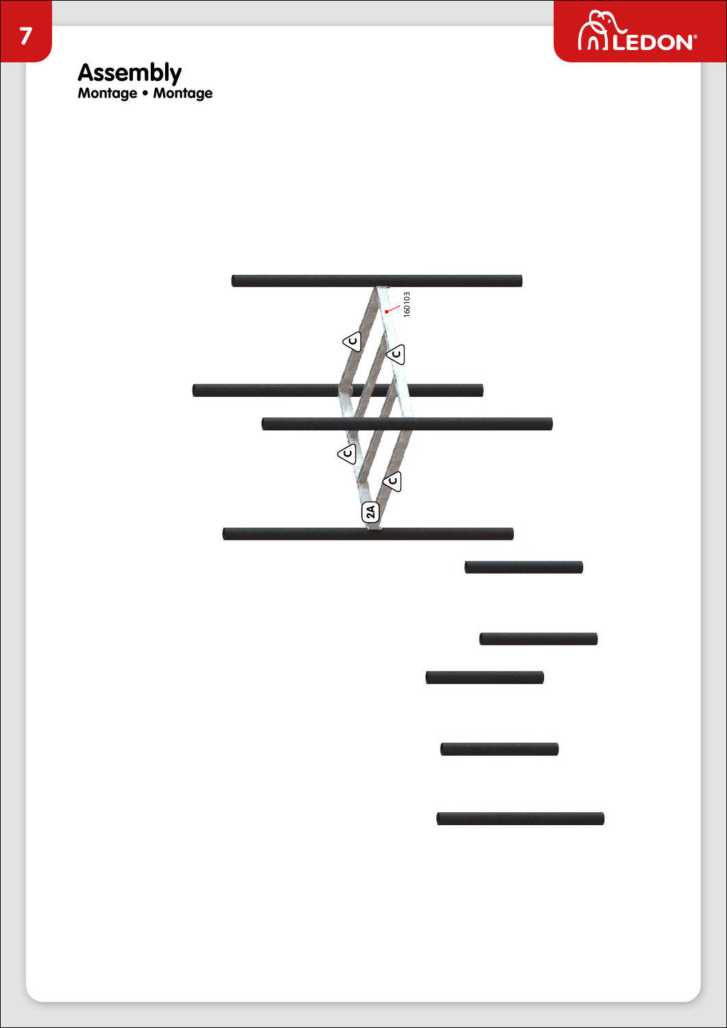# Assembly

**Montage • Montage**

160103

C

C

C

C

2A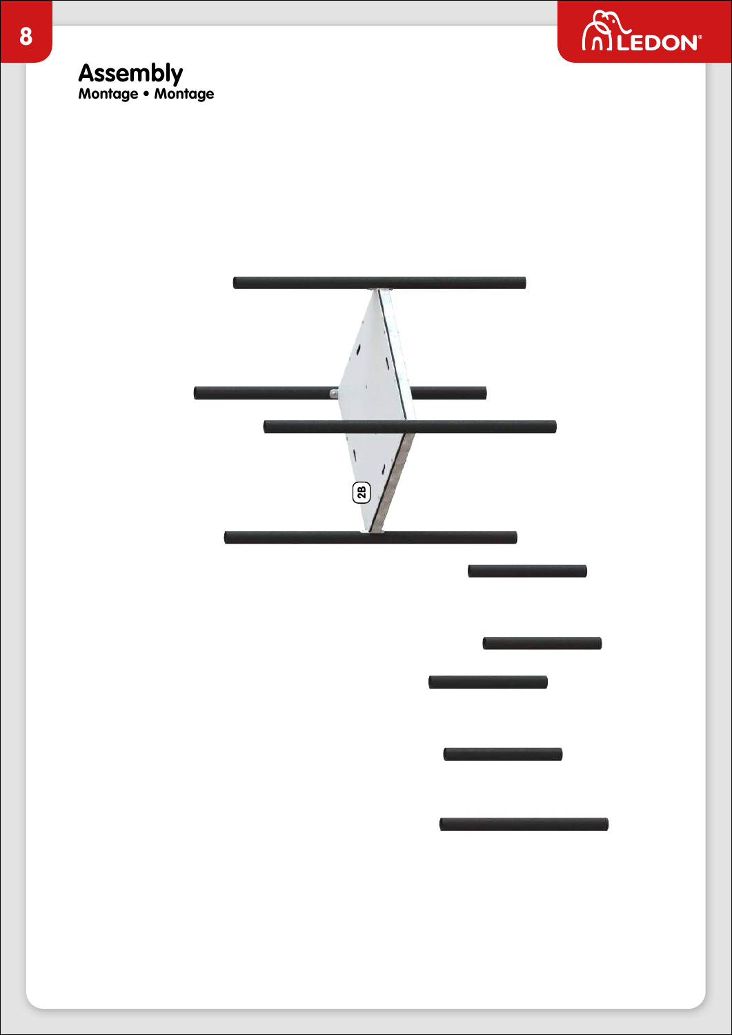# Assembly

**Montage • Montage**

2B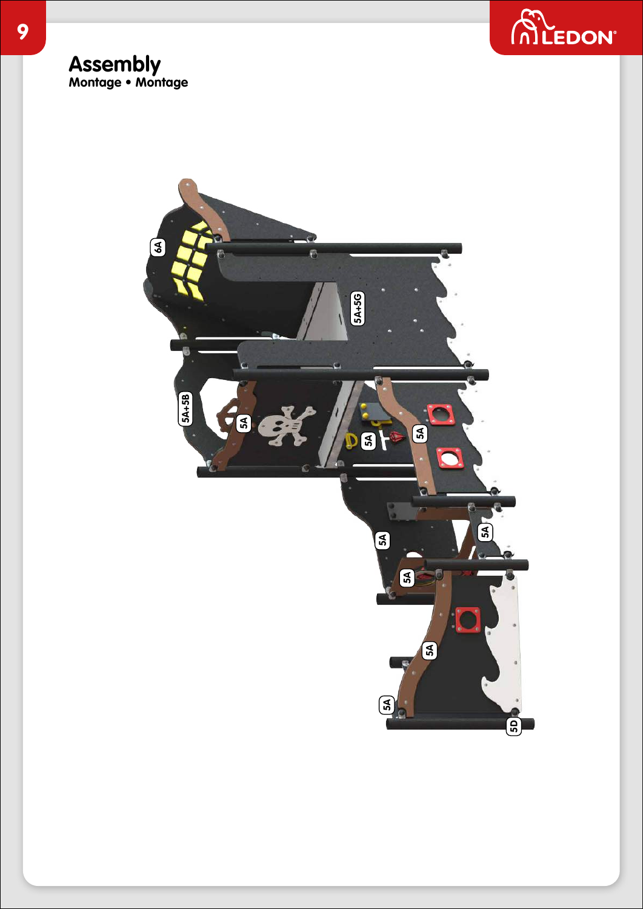# Assembly

**Montage • Montage**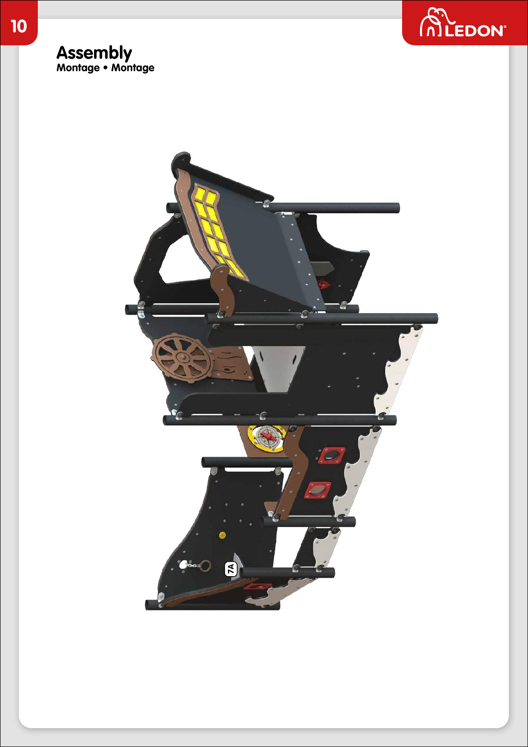# Assembly

**Montage • Montage**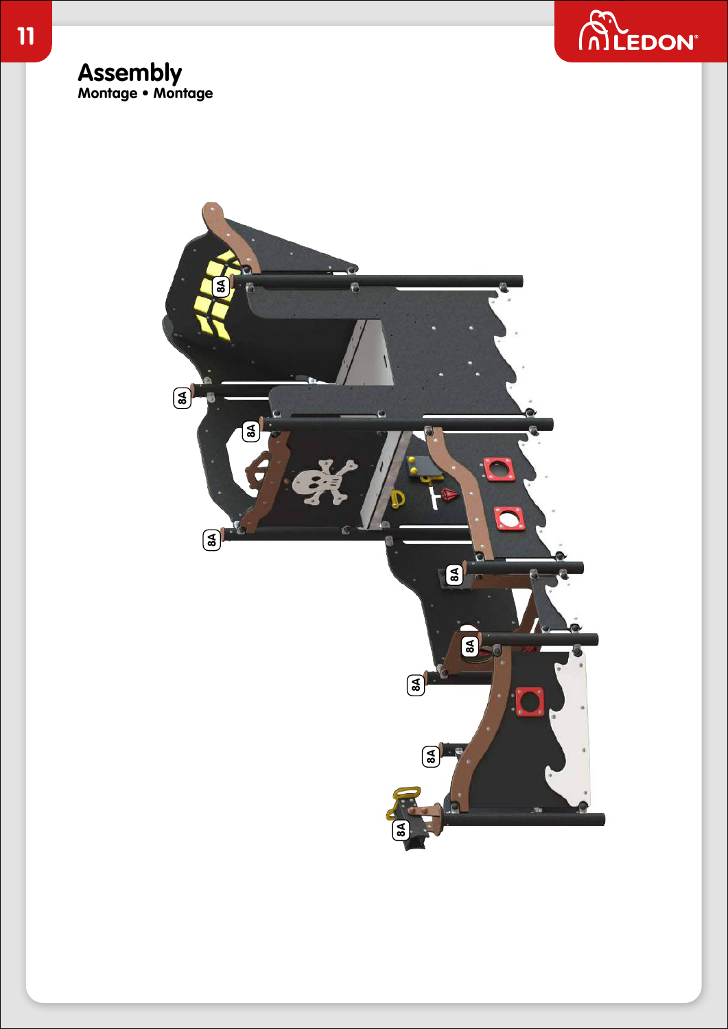# Assembly

**Montage • Montage**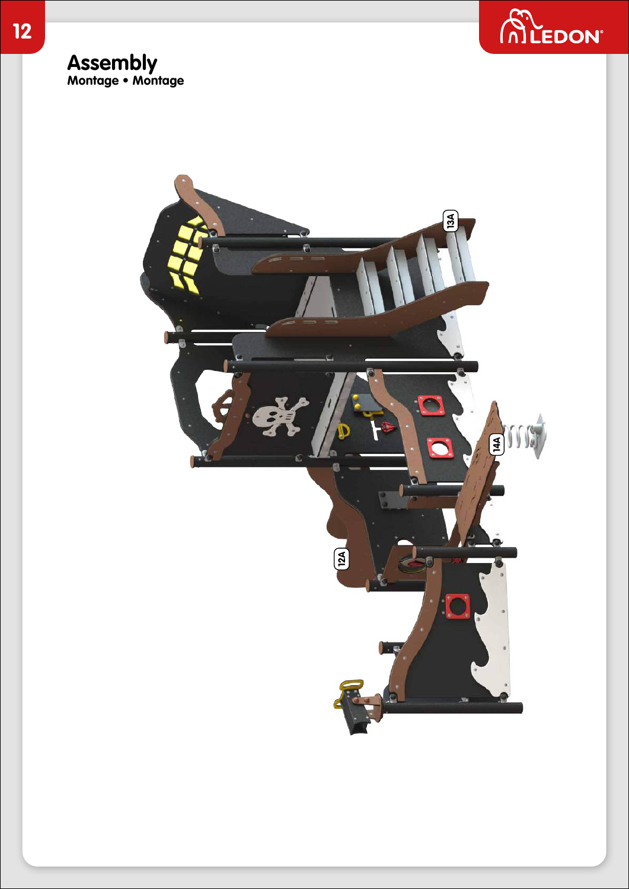# Assembly

**Montage • Montage**

13A

14A

12A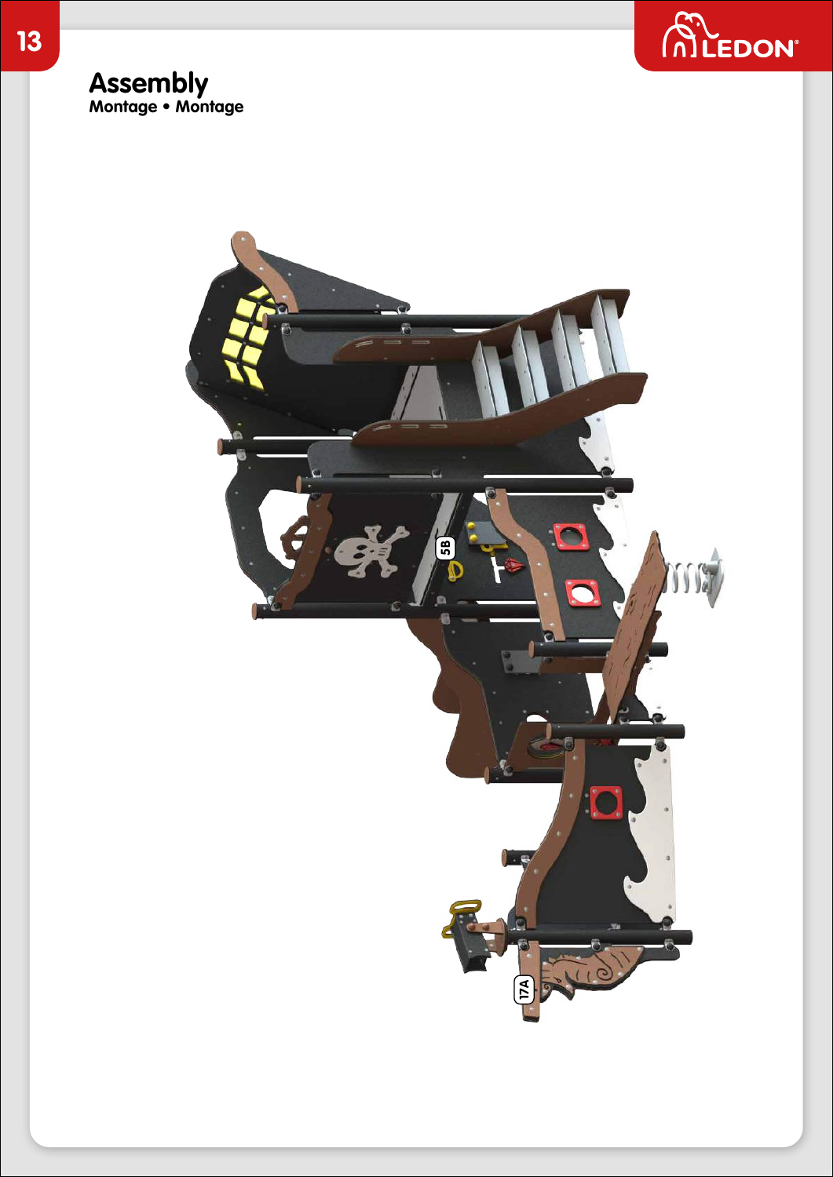# Assembly

**Montage • Montage**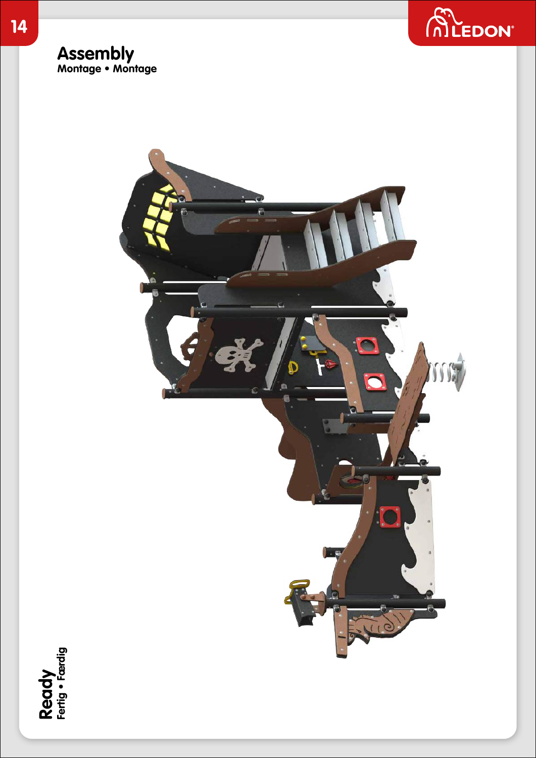# Assembly

**Montage • Montage**

**Ready**

Fertig • Færdig